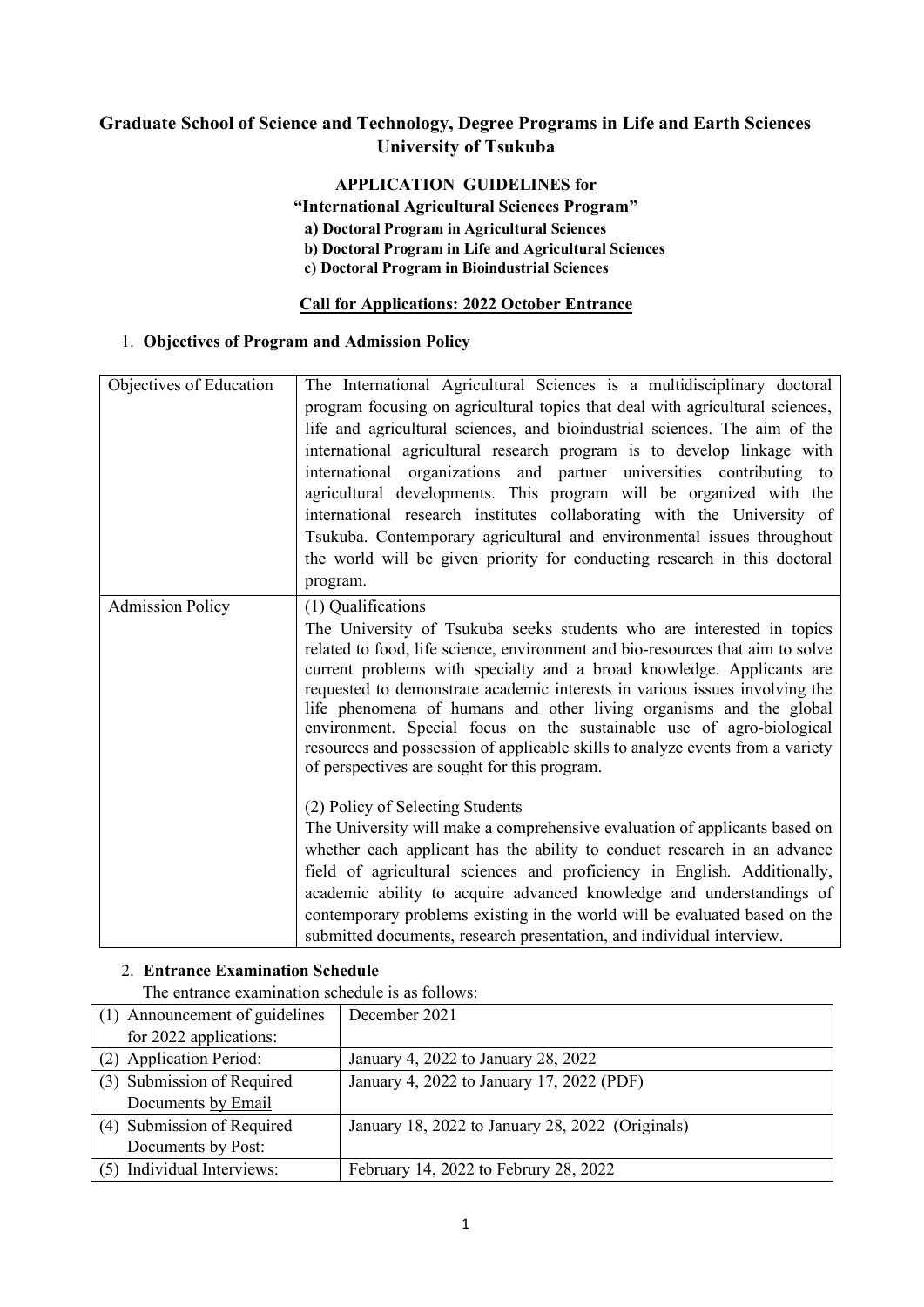# Graduate School of Science and Technology, Degree Programs in Life and Earth Sciences University of Tsukuba

## APPLICATION GUIDELINES for

**"International Agricultural Sciences Program"**

**a) Doctoral Program in Agricultural Sciences**

**b) Doctoral Program in Life and Agricultural Sciences**

**c) Doctoral Program in Bioindustrial Sciences**

**Call for Applications: 2022 October Entrance**

1. **Objectives of Program and Admission Policy**

| Objectives of Education | The International Agricultural Sciences is a multidisciplinary doctoral program focusing on agricultural topics that deal with agricultural sciences, life and agricultural sciences, and bioindustrial sciences. The aim of the international agricultural research program is to develop linkage with international organizations and partner universities contributing to agricultural developments. This program will be organized with the international research institutes collaborating with the University of Tsukuba. Contemporary agricultural and environmental issues throughout the world will be given priority for conducting research in this doctoral program. |
|---|---|
| Admission Policy | (1) Qualifications<br>The University of Tsukuba seeks students who are interested in topics related to food, life science, environment and bio-resources that aim to solve current problems with specialty and a broad knowledge. Applicants are requested to demonstrate academic interests in various issues involving the life phenomena of humans and other living organisms and the global environment. Special focus on the sustainable use of agro-biological resources and possession of applicable skills to analyze events from a variety of perspectives are sought for this program.<br><br>(2) Policy of Selecting Students<br>The University will make a comprehensive evaluation of applicants based on whether each applicant has the ability to conduct research in an advance field of agricultural sciences and proficiency in English. Additionally, academic ability to acquire advanced knowledge and understandings of contemporary problems existing in the world will be evaluated based on the submitted documents, research presentation, and individual interview. |

2. **Entrance Examination Schedule**

The entrance examination schedule is as follows:

| (1) Announcement of guidelines for 2022 applications: | December 2021 |
|---|---|
| (2) Application Period: | January 4, 2022 to January 28, 2022 |
| (3) Submission of Required Documents by Email | January 4, 2022 to January 17, 2022 (PDF) |
| (4) Submission of Required Documents by Post: | January 18, 2022 to January 28, 2022 (Originals) |
| (5) Individual Interviews: | February 14, 2022 to Februry 28, 2022 |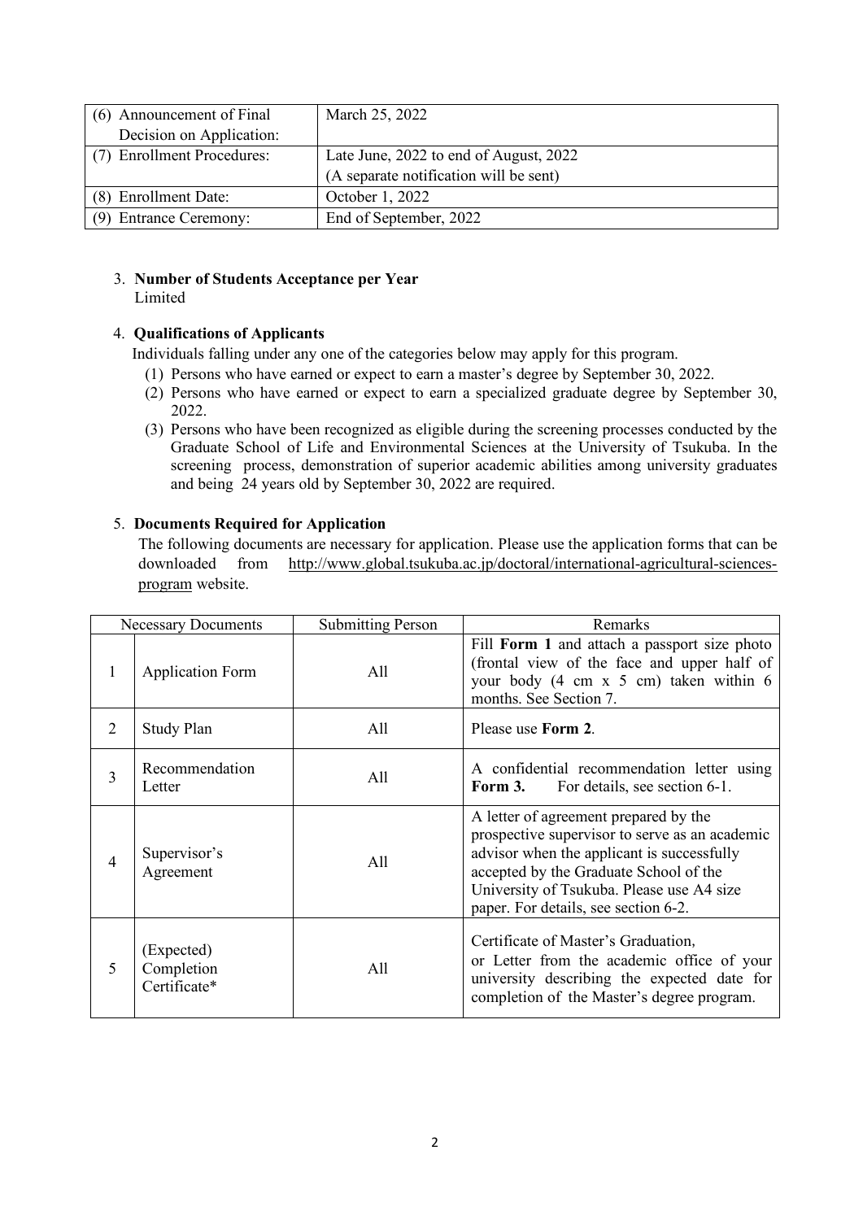| (6) Announcement of Final Decision on Application: | March 25, 2022 |
|---|---|
| (7) Enrollment Procedures: | Late June, 2022 to end of August, 2022 (A separate notification will be sent) |
| (8) Enrollment Date: | October 1, 2022 |
| (9) Entrance Ceremony: | End of September, 2022 |

3. **Number of Students Acceptance per Year**
   Limited

4. **Qualifications of Applicants**
   Individuals falling under any one of the categories below may apply for this program.
   (1) Persons who have earned or expect to earn a master's degree by September 30, 2022.
   (2) Persons who have earned or expect to earn a specialized graduate degree by September 30, 2022.
   (3) Persons who have been recognized as eligible during the screening processes conducted by the Graduate School of Life and Environmental Sciences at the University of Tsukuba. In the screening process, demonstration of superior academic abilities among university graduates and being 24 years old by September 30, 2022 are required.

5. **Documents Required for Application**
   The following documents are necessary for application. Please use the application forms that can be downloaded from http://www.global.tsukuba.ac.jp/doctoral/international-agricultural-sciences-program website.

| Necessary Documents | | Submitting Person | Remarks |
|---|---|---|---|
| 1 | Application Form | All | Fill **Form 1** and attach a passport size photo (frontal view of the face and upper half of your body (4 cm x 5 cm) taken within 6 months. See Section 7. |
| 2 | Study Plan | All | Please use **Form 2**. |
| 3 | Recommendation Letter | All | A confidential recommendation letter using **Form 3.** For details, see section 6-1. |
| 4 | Supervisor's Agreement | All | A letter of agreement prepared by the prospective supervisor to serve as an academic advisor when the applicant is successfully accepted by the Graduate School of the University of Tsukuba. Please use A4 size paper. For details, see section 6-2. |
| 5 | (Expected) Completion Certificate* | All | Certificate of Master's Graduation, or Letter from the academic office of your university describing the expected date for completion of the Master's degree program. |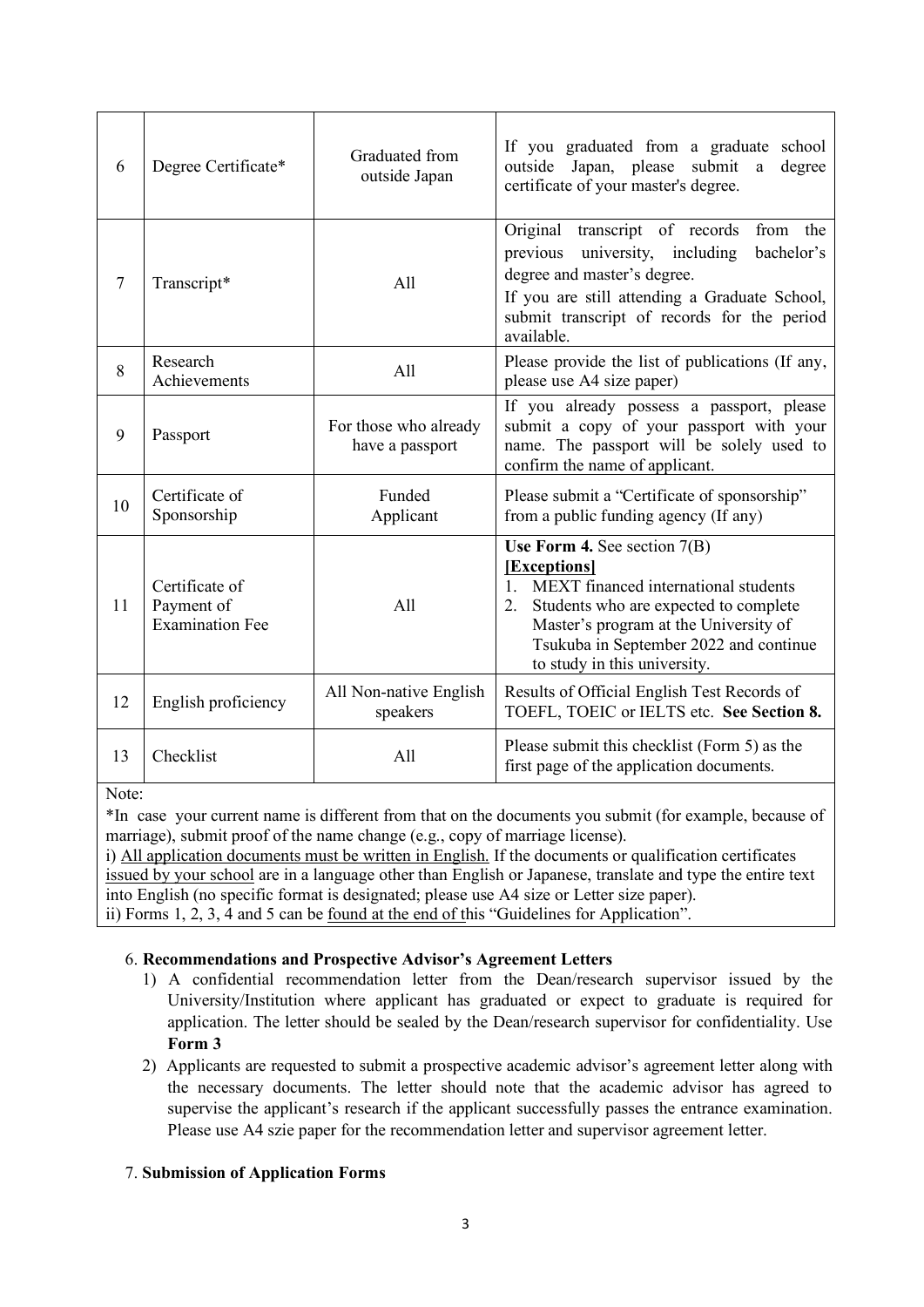| 6 | Degree Certificate* | Graduated from outside Japan | If you graduated from a graduate school outside Japan, please submit a degree certificate of your master's degree. |
|---|---|---|---|
| 7 | Transcript* | All | Original transcript of records from the previous university, including bachelor's degree and master's degree.<br>If you are still attending a Graduate School, submit transcript of records for the period available. |
| 8 | Research Achievements | All | Please provide the list of publications (If any, please use A4 size paper) |
| 9 | Passport | For those who already have a passport | If you already possess a passport, please submit a copy of your passport with your name. The passport will be solely used to confirm the name of applicant. |
| 10 | Certificate of Sponsorship | Funded Applicant | Please submit a "Certificate of sponsorship" from a public funding agency (If any) |
| 11 | Certificate of Payment of Examination Fee | All | **Use Form 4.** See section 7(B)<br>**[Exceptions]**<br>1. MEXT financed international students<br>2. Students who are expected to complete Master's program at the University of Tsukuba in September 2022 and continue to study in this university. |
| 12 | English proficiency | All Non-native English speakers | Results of Official English Test Records of TOEFL, TOEIC or IELTS etc. **See Section 8.** |
| 13 | Checklist | All | Please submit this checklist (Form 5) as the first page of the application documents. |

Note:
*In case your current name is different from that on the documents you submit (for example, because of marriage), submit proof of the name change (e.g., copy of marriage license).
i) All application documents must be written in English. If the documents or qualification certificates issued by your school are in a language other than English or Japanese, translate and type the entire text into English (no specific format is designated; please use A4 size or Letter size paper).
ii) Forms 1, 2, 3, 4 and 5 can be found at the end of this "Guidelines for Application".

6. **Recommendations and Prospective Advisor's Agreement Letters**
   1) A confidential recommendation letter from the Dean/research supervisor issued by the University/Institution where applicant has graduated or expect to graduate is required for application. The letter should be sealed by the Dean/research supervisor for confidentiality. Use **Form 3**
   2) Applicants are requested to submit a prospective academic advisor's agreement letter along with the necessary documents. The letter should note that the academic advisor has agreed to supervise the applicant's research if the applicant successfully passes the entrance examination. Please use A4 szie paper for the recommendation letter and supervisor agreement letter.

7. **Submission of Application Forms**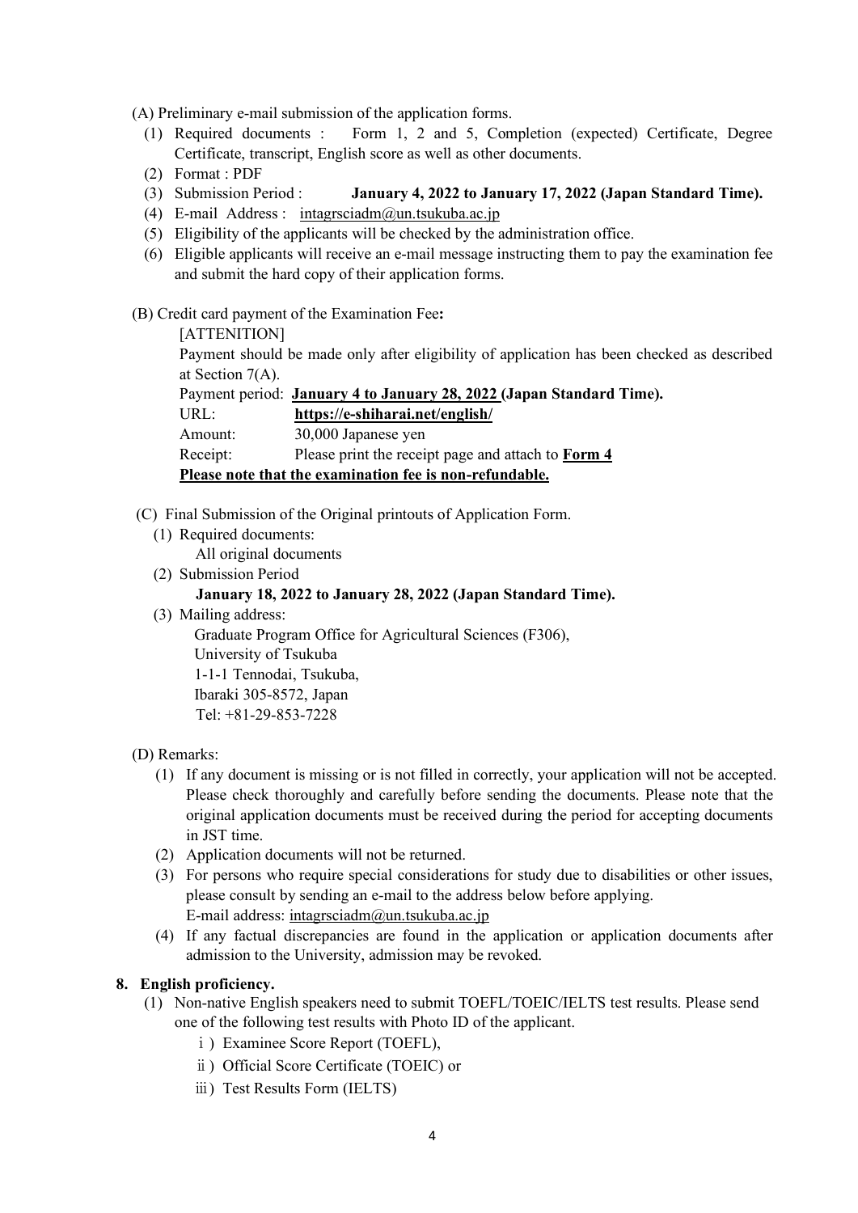(A) Preliminary e-mail submission of the application forms.

(1) Required documents : Form 1, 2 and 5, Completion (expected) Certificate, Degree Certificate, transcript, English score as well as other documents.
(2) Format : PDF
(3) Submission Period : **January 4, 2022 to January 17, 2022 (Japan Standard Time).**
(4) E-mail Address : intagrsciadm@un.tsukuba.ac.jp
(5) Eligibility of the applicants will be checked by the administration office.
(6) Eligible applicants will receive an e-mail message instructing them to pay the examination fee and submit the hard copy of their application forms.

(B) Credit card payment of the Examination Fee**:**

[ATTENITION]

Payment should be made only after eligibility of application has been checked as described at Section 7(A).

Payment period: **January 4 to January 28, 2022 (Japan Standard Time).**

URL: **https://e-shiharai.net/english/**

Amount: 30,000 Japanese yen

Receipt: Please print the receipt page and attach to **Form 4**

**Please note that the examination fee is non-refundable.**

(C) Final Submission of the Original printouts of Application Form.

(1) Required documents:
All original documents
(2) Submission Period
**January 18, 2022 to January 28, 2022 (Japan Standard Time).**
(3) Mailing address:
Graduate Program Office for Agricultural Sciences (F306),
University of Tsukuba
1-1-1 Tennodai, Tsukuba,
Ibaraki 305-8572, Japan
Tel: +81-29-853-7228

(D) Remarks:

(1) If any document is missing or is not filled in correctly, your application will not be accepted. Please check thoroughly and carefully before sending the documents. Please note that the original application documents must be received during the period for accepting documents in JST time.
(2) Application documents will not be returned.
(3) For persons who require special considerations for study due to disabilities or other issues, please consult by sending an e-mail to the address below before applying.
E-mail address: intagrsciadm@un.tsukuba.ac.jp
(4) If any factual discrepancies are found in the application or application documents after admission to the University, admission may be revoked.

## 8. English proficiency.

(1) Non-native English speakers need to submit TOEFL/TOEIC/IELTS test results. Please send one of the following test results with Photo ID of the applicant.
ⅰ) Examinee Score Report (TOEFL),
ⅱ) Official Score Certificate (TOEIC) or
ⅲ) Test Results Form (IELTS)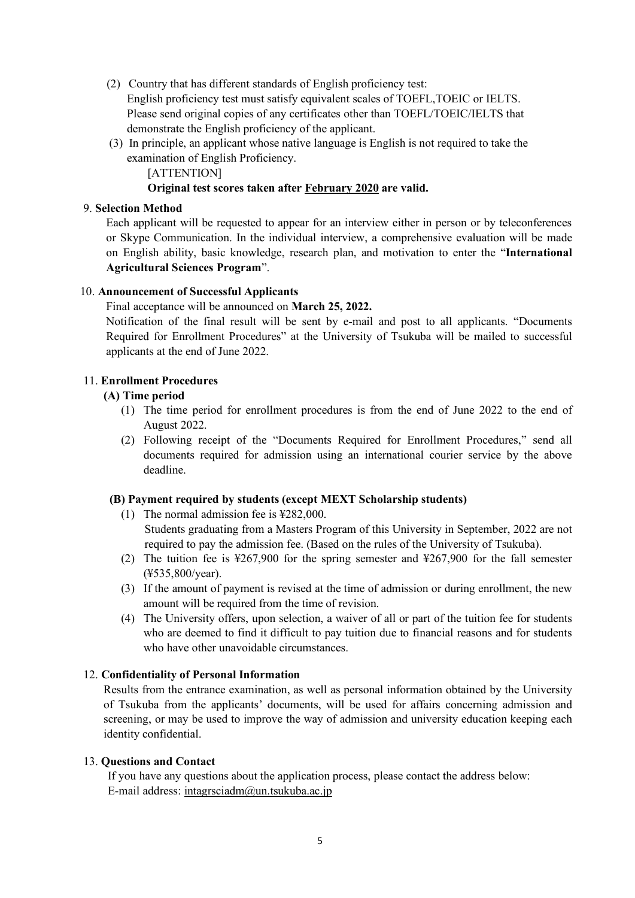(2) Country that has different standards of English proficiency test:
English proficiency test must satisfy equivalent scales of TOEFL,TOEIC or IELTS. Please send original copies of any certificates other than TOEFL/TOEIC/IELTS that demonstrate the English proficiency of the applicant.

(3) In principle, an applicant whose native language is English is not required to take the examination of English Proficiency.

[ATTENTION]

**Original test scores taken after <u>February 2020</u> are valid.**

## 9. Selection Method

Each applicant will be requested to appear for an interview either in person or by teleconferences or Skype Communication. In the individual interview, a comprehensive evaluation will be made on English ability, basic knowledge, research plan, and motivation to enter the "**International Agricultural Sciences Program**".

## 10. Announcement of Successful Applicants

Final acceptance will be announced on **March 25, 2022.**

Notification of the final result will be sent by e-mail and post to all applicants. "Documents Required for Enrollment Procedures" at the University of Tsukuba will be mailed to successful applicants at the end of June 2022.

## 11. Enrollment Procedures

### (A) Time period

(1) The time period for enrollment procedures is from the end of June 2022 to the end of August 2022.

(2) Following receipt of the "Documents Required for Enrollment Procedures," send all documents required for admission using an international courier service by the above deadline.

### (B) Payment required by students (except MEXT Scholarship students)

(1) The normal admission fee is ¥282,000.
Students graduating from a Masters Program of this University in September, 2022 are not required to pay the admission fee. (Based on the rules of the University of Tsukuba).

(2) The tuition fee is ¥267,900 for the spring semester and ¥267,900 for the fall semester (¥535,800/year).

(3) If the amount of payment is revised at the time of admission or during enrollment, the new amount will be required from the time of revision.

(4) The University offers, upon selection, a waiver of all or part of the tuition fee for students who are deemed to find it difficult to pay tuition due to financial reasons and for students who have other unavoidable circumstances.

## 12. Confidentiality of Personal Information

Results from the entrance examination, as well as personal information obtained by the University of Tsukuba from the applicants' documents, will be used for affairs concerning admission and screening, or may be used to improve the way of admission and university education keeping each identity confidential.

## 13. Questions and Contact

If you have any questions about the application process, please contact the address below:
E-mail address: intagrsciadm@un.tsukuba.ac.jp